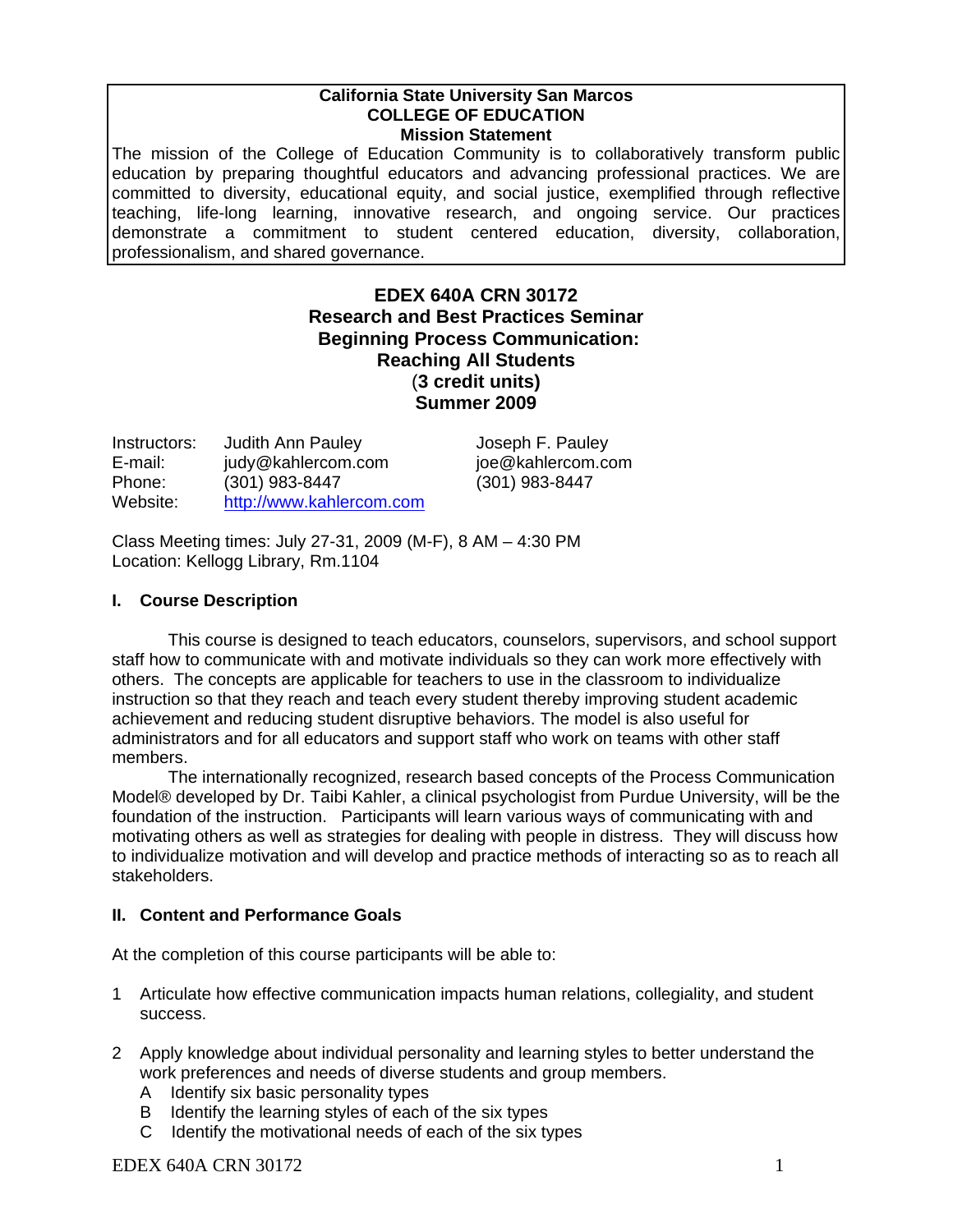**California State University San Marcos**
**COLLEGE OF EDUCATION**
**Mission Statement**

The mission of the College of Education Community is to collaboratively transform public education by preparing thoughtful educators and advancing professional practices. We are committed to diversity, educational equity, and social justice, exemplified through reflective teaching, life-long learning, innovative research, and ongoing service. Our practices demonstrate a commitment to student centered education, diversity, collaboration, professionalism, and shared governance.

# EDEX 640A CRN 30172
## Research and Best Practices Seminar
## Beginning Process Communication: Reaching All Students
**(3 credit units)**
**Summer 2009**

| | | |
|---|---|---|
| Instructors: | Judith Ann Pauley | Joseph F. Pauley |
| E-mail: | judy@kahlercom.com | joe@kahlercom.com |
| Phone: | (301) 983-8447 | (301) 983-8447 |
| Website: | http://www.kahlercom.com | |

Class Meeting times: July 27-31, 2009 (M-F), 8 AM – 4:30 PM
Location: Kellogg Library, Rm.1104

## I. Course Description

This course is designed to teach educators, counselors, supervisors, and school support staff how to communicate with and motivate individuals so they can work more effectively with others. The concepts are applicable for teachers to use in the classroom to individualize instruction so that they reach and teach every student thereby improving student academic achievement and reducing student disruptive behaviors. The model is also useful for administrators and for all educators and support staff who work on teams with other staff members.

The internationally recognized, research based concepts of the Process Communication Model® developed by Dr. Taibi Kahler, a clinical psychologist from Purdue University, will be the foundation of the instruction. Participants will learn various ways of communicating with and motivating others as well as strategies for dealing with people in distress. They will discuss how to individualize motivation and will develop and practice methods of interacting so as to reach all stakeholders.

## II. Content and Performance Goals

At the completion of this course participants will be able to:

1. Articulate how effective communication impacts human relations, collegiality, and student success.

2. Apply knowledge about individual personality and learning styles to better understand the work preferences and needs of diverse students and group members.
   - A. Identify six basic personality types
   - B. Identify the learning styles of each of the six types
   - C. Identify the motivational needs of each of the six types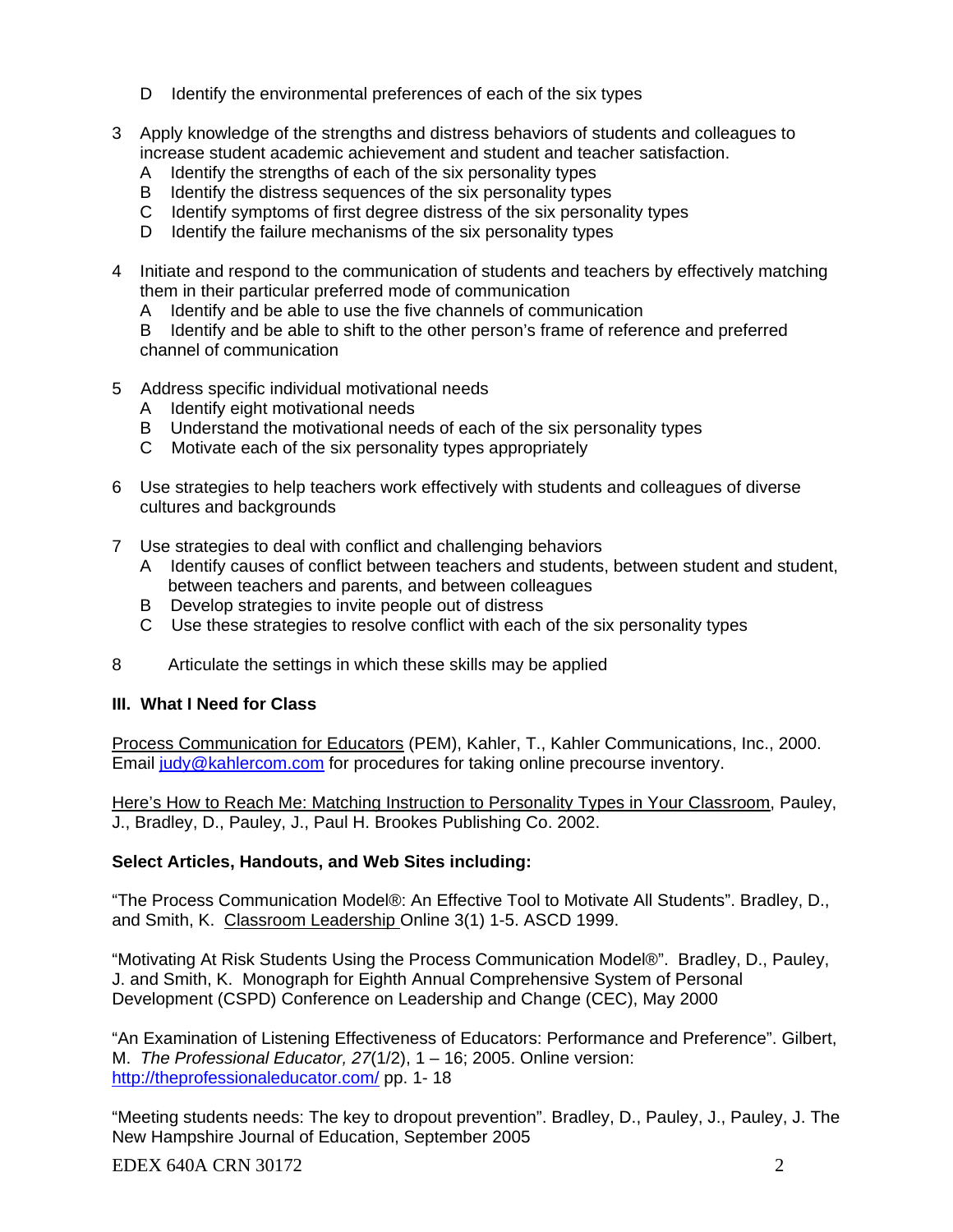D Identify the environmental preferences of each of the six types

3 Apply knowledge of the strengths and distress behaviors of students and colleagues to increase student academic achievement and student and teacher satisfaction.
   A Identify the strengths of each of the six personality types
   B Identify the distress sequences of the six personality types
   C Identify symptoms of first degree distress of the six personality types
   D Identify the failure mechanisms of the six personality types

4 Initiate and respond to the communication of students and teachers by effectively matching them in their particular preferred mode of communication
   A Identify and be able to use the five channels of communication
   B Identify and be able to shift to the other person's frame of reference and preferred channel of communication

5 Address specific individual motivational needs
   A Identify eight motivational needs
   B Understand the motivational needs of each of the six personality types
   C Motivate each of the six personality types appropriately

6 Use strategies to help teachers work effectively with students and colleagues of diverse cultures and backgrounds

7 Use strategies to deal with conflict and challenging behaviors
   A Identify causes of conflict between teachers and students, between student and student, between teachers and parents, and between colleagues
   B Develop strategies to invite people out of distress
   C Use these strategies to resolve conflict with each of the six personality types

8 Articulate the settings in which these skills may be applied

### III. What I Need for Class

Process Communication for Educators (PEM), Kahler, T., Kahler Communications, Inc., 2000. Email judy@kahlercom.com for procedures for taking online precourse inventory.

Here's How to Reach Me: Matching Instruction to Personality Types in Your Classroom, Pauley, J., Bradley, D., Pauley, J., Paul H. Brookes Publishing Co. 2002.

**Select Articles, Handouts, and Web Sites including:**

"The Process Communication Model®: An Effective Tool to Motivate All Students". Bradley, D., and Smith, K. Classroom Leadership Online 3(1) 1-5. ASCD 1999.

"Motivating At Risk Students Using the Process Communication Model®". Bradley, D., Pauley, J. and Smith, K. Monograph for Eighth Annual Comprehensive System of Personal Development (CSPD) Conference on Leadership and Change (CEC), May 2000

"An Examination of Listening Effectiveness of Educators: Performance and Preference". Gilbert, M. *The Professional Educator, 27*(1/2), 1 – 16; 2005. Online version: http://theprofessionaleducator.com/ pp. 1- 18

"Meeting students needs: The key to dropout prevention". Bradley, D., Pauley, J., Pauley, J. The New Hampshire Journal of Education, September 2005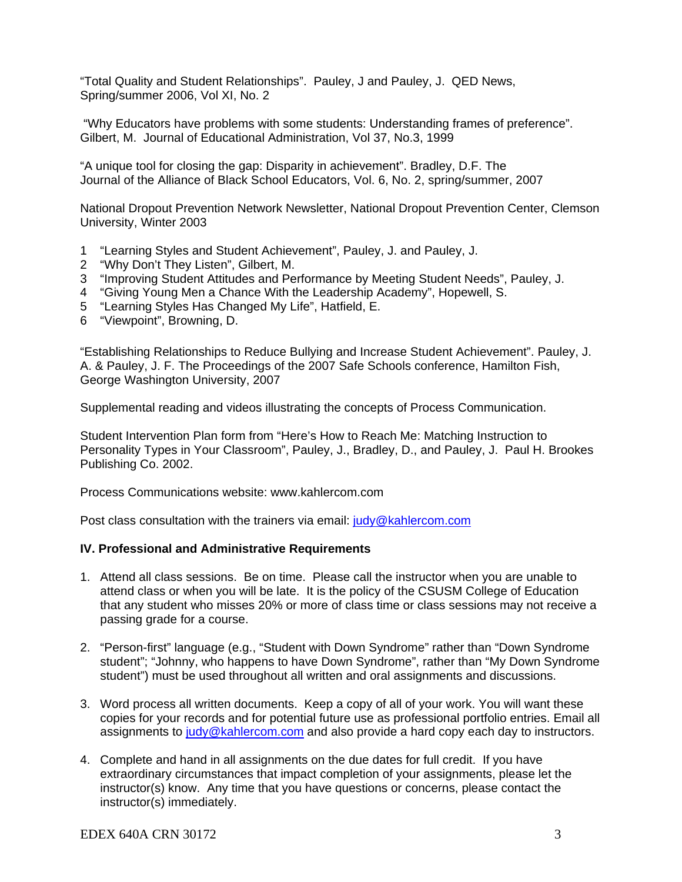"Total Quality and Student Relationships". Pauley, J and Pauley, J. QED News, Spring/summer 2006, Vol XI, No. 2

"Why Educators have problems with some students: Understanding frames of preference". Gilbert, M. Journal of Educational Administration, Vol 37, No.3, 1999

"A unique tool for closing the gap: Disparity in achievement". Bradley, D.F. The Journal of the Alliance of Black School Educators, Vol. 6, No. 2, spring/summer, 2007

National Dropout Prevention Network Newsletter, National Dropout Prevention Center, Clemson University, Winter 2003

1. "Learning Styles and Student Achievement", Pauley, J. and Pauley, J.
2. "Why Don't They Listen", Gilbert, M.
3. "Improving Student Attitudes and Performance by Meeting Student Needs", Pauley, J.
4. "Giving Young Men a Chance With the Leadership Academy", Hopewell, S.
5. "Learning Styles Has Changed My Life", Hatfield, E.
6. "Viewpoint", Browning, D.

"Establishing Relationships to Reduce Bullying and Increase Student Achievement". Pauley, J. A. & Pauley, J. F. The Proceedings of the 2007 Safe Schools conference, Hamilton Fish, George Washington University, 2007

Supplemental reading and videos illustrating the concepts of Process Communication.

Student Intervention Plan form from "Here's How to Reach Me: Matching Instruction to Personality Types in Your Classroom", Pauley, J., Bradley, D., and Pauley, J. Paul H. Brookes Publishing Co. 2002.

Process Communications website: www.kahlercom.com

Post class consultation with the trainers via email: judy@kahlercom.com

**IV. Professional and Administrative Requirements**

1. Attend all class sessions. Be on time. Please call the instructor when you are unable to attend class or when you will be late. It is the policy of the CSUSM College of Education that any student who misses 20% or more of class time or class sessions may not receive a passing grade for a course.

2. "Person-first" language (e.g., "Student with Down Syndrome" rather than "Down Syndrome student"; "Johnny, who happens to have Down Syndrome", rather than "My Down Syndrome student") must be used throughout all written and oral assignments and discussions.

3. Word process all written documents. Keep a copy of all of your work. You will want these copies for your records and for potential future use as professional portfolio entries. Email all assignments to judy@kahlercom.com and also provide a hard copy each day to instructors.

4. Complete and hand in all assignments on the due dates for full credit. If you have extraordinary circumstances that impact completion of your assignments, please let the instructor(s) know. Any time that you have questions or concerns, please contact the instructor(s) immediately.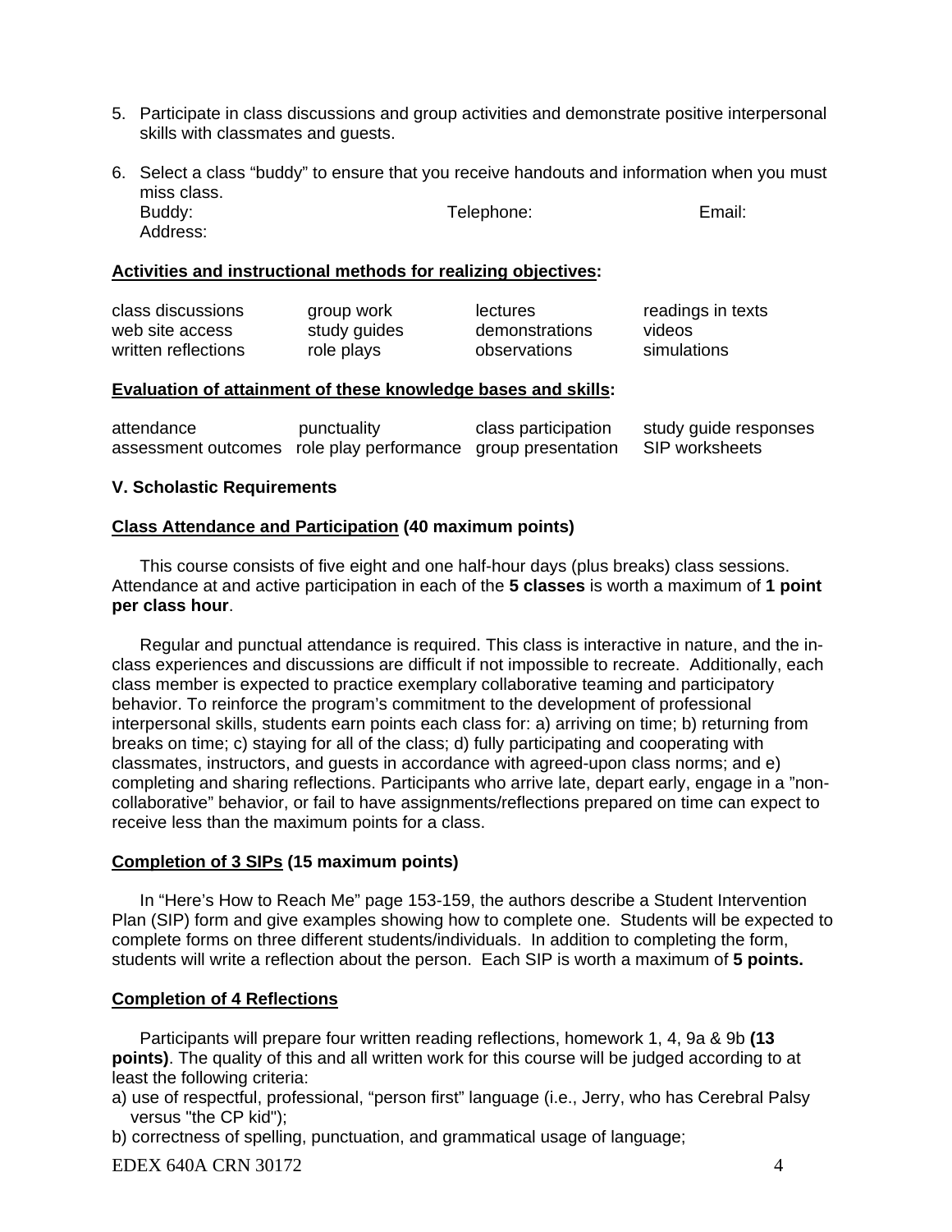5. Participate in class discussions and group activities and demonstrate positive interpersonal skills with classmates and guests.

6. Select a class "buddy" to ensure that you receive handouts and information when you must miss class.
   Buddy: Telephone: Email:
   Address:

**Activities and instructional methods for realizing objectives:**

| | | | |
|---|---|---|---|
| class discussions | group work | lectures | readings in texts |
| web site access | study guides | demonstrations | videos |
| written reflections | role plays | observations | simulations |

**Evaluation of attainment of these knowledge bases and skills:**

| | | | |
|---|---|---|---|
| attendance | punctuality | class participation | study guide responses |
| assessment outcomes | role play performance | group presentation | SIP worksheets |

### V. Scholastic Requirements

**Class Attendance and Participation (40 maximum points)**

This course consists of five eight and one half-hour days (plus breaks) class sessions. Attendance at and active participation in each of the **5 classes** is worth a maximum of **1 point per class hour**.

Regular and punctual attendance is required. This class is interactive in nature, and the in-class experiences and discussions are difficult if not impossible to recreate. Additionally, each class member is expected to practice exemplary collaborative teaming and participatory behavior. To reinforce the program's commitment to the development of professional interpersonal skills, students earn points each class for: a) arriving on time; b) returning from breaks on time; c) staying for all of the class; d) fully participating and cooperating with classmates, instructors, and guests in accordance with agreed-upon class norms; and e) completing and sharing reflections. Participants who arrive late, depart early, engage in a "non-collaborative" behavior, or fail to have assignments/reflections prepared on time can expect to receive less than the maximum points for a class.

**Completion of 3 SIPs (15 maximum points)**

In "Here's How to Reach Me" page 153-159, the authors describe a Student Intervention Plan (SIP) form and give examples showing how to complete one. Students will be expected to complete forms on three different students/individuals. In addition to completing the form, students will write a reflection about the person. Each SIP is worth a maximum of **5 points.**

**Completion of 4 Reflections**

Participants will prepare four written reading reflections, homework 1, 4, 9a & 9b **(13 points)**. The quality of this and all written work for this course will be judged according to at least the following criteria:

a) use of respectful, professional, "person first" language (i.e., Jerry, who has Cerebral Palsy versus "the CP kid");
b) correctness of spelling, punctuation, and grammatical usage of language;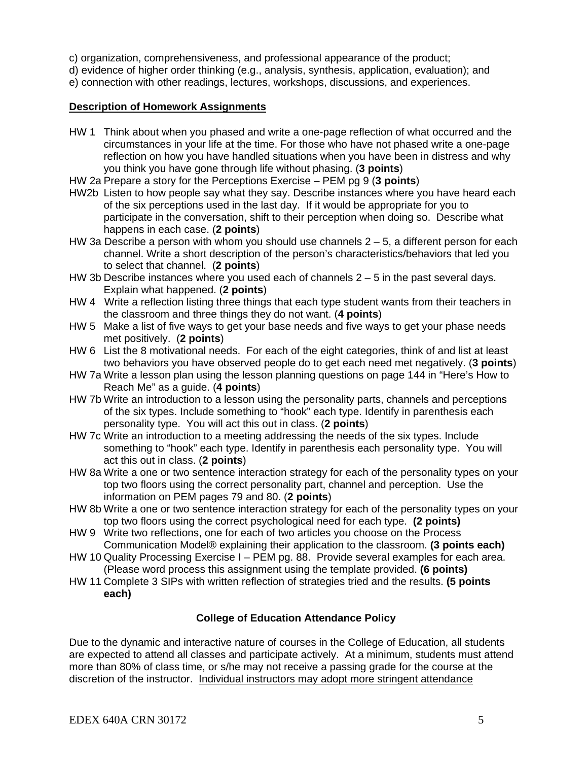c) organization, comprehensiveness, and professional appearance of the product;
d) evidence of higher order thinking (e.g., analysis, synthesis, application, evaluation); and
e) connection with other readings, lectures, workshops, discussions, and experiences.

**<u>Description of Homework Assignments</u>**

- HW 1 Think about when you phased and write a one-page reflection of what occurred and the circumstances in your life at the time. For those who have not phased write a one-page reflection on how you have handled situations when you have been in distress and why you think you have gone through life without phasing. (**3 points**)
- HW 2a Prepare a story for the Perceptions Exercise – PEM pg 9 (**3 points**)
- HW2b Listen to how people say what they say. Describe instances where you have heard each of the six perceptions used in the last day. If it would be appropriate for you to participate in the conversation, shift to their perception when doing so. Describe what happens in each case. (**2 points**)
- HW 3a Describe a person with whom you should use channels 2 – 5, a different person for each channel. Write a short description of the person's characteristics/behaviors that led you to select that channel. (**2 points**)
- HW 3b Describe instances where you used each of channels 2 – 5 in the past several days. Explain what happened. (**2 points**)
- HW 4 Write a reflection listing three things that each type student wants from their teachers in the classroom and three things they do not want. (**4 points**)
- HW 5 Make a list of five ways to get your base needs and five ways to get your phase needs met positively. (**2 points**)
- HW 6 List the 8 motivational needs. For each of the eight categories, think of and list at least two behaviors you have observed people do to get each need met negatively. (**3 points**)
- HW 7a Write a lesson plan using the lesson planning questions on page 144 in "Here's How to Reach Me" as a guide. (**4 points**)
- HW 7b Write an introduction to a lesson using the personality parts, channels and perceptions of the six types. Include something to "hook" each type. Identify in parenthesis each personality type. You will act this out in class. (**2 points**)
- HW 7c Write an introduction to a meeting addressing the needs of the six types. Include something to "hook" each type. Identify in parenthesis each personality type. You will act this out in class. (**2 points**)
- HW 8a Write a one or two sentence interaction strategy for each of the personality types on your top two floors using the correct personality part, channel and perception. Use the information on PEM pages 79 and 80. (**2 points**)
- HW 8b Write a one or two sentence interaction strategy for each of the personality types on your top two floors using the correct psychological need for each type. **(2 points)**
- HW 9 Write two reflections, one for each of two articles you choose on the Process Communication Model® explaining their application to the classroom. **(3 points each)**
- HW 10 Quality Processing Exercise I – PEM pg. 88. Provide several examples for each area. (Please word process this assignment using the template provided. **(6 points)**
- HW 11 Complete 3 SIPs with written reflection of strategies tried and the results. **(5 points each)**

### College of Education Attendance Policy

Due to the dynamic and interactive nature of courses in the College of Education, all students are expected to attend all classes and participate actively. At a minimum, students must attend more than 80% of class time, or s/he may not receive a passing grade for the course at the discretion of the instructor. <u>Individual instructors may adopt more stringent attendance</u>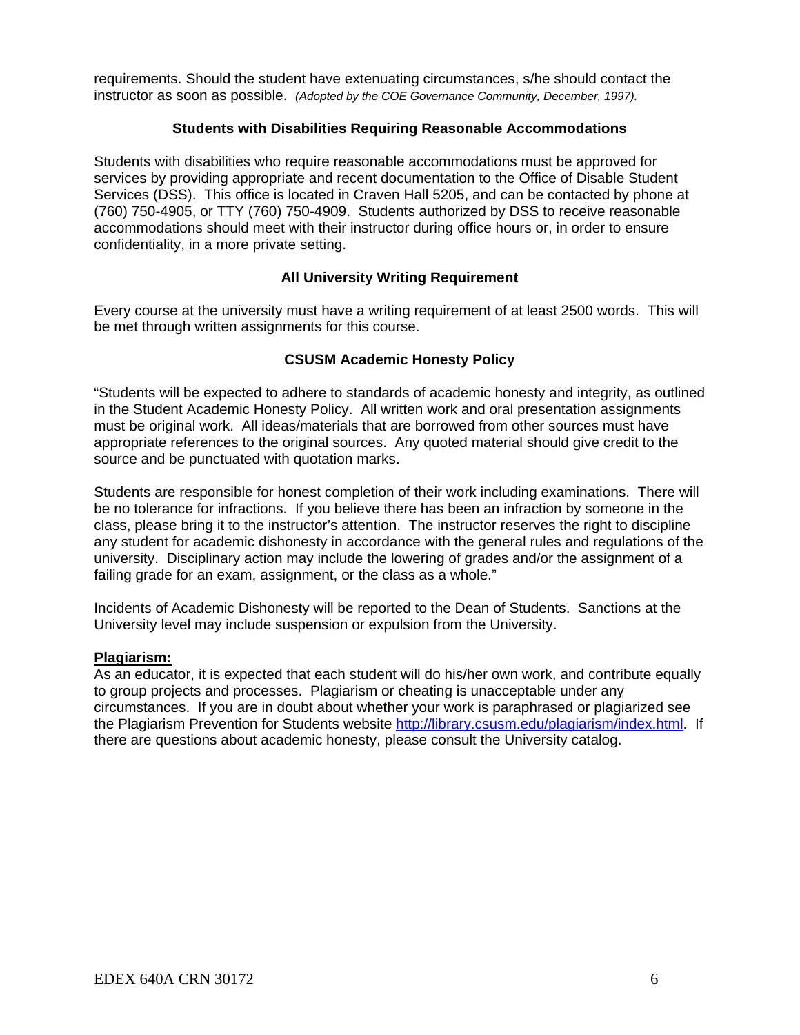requirements. Should the student have extenuating circumstances, s/he should contact the instructor as soon as possible. *(Adopted by the COE Governance Community, December, 1997).*

### Students with Disabilities Requiring Reasonable Accommodations

Students with disabilities who require reasonable accommodations must be approved for services by providing appropriate and recent documentation to the Office of Disable Student Services (DSS). This office is located in Craven Hall 5205, and can be contacted by phone at (760) 750-4905, or TTY (760) 750-4909. Students authorized by DSS to receive reasonable accommodations should meet with their instructor during office hours or, in order to ensure confidentiality, in a more private setting.

### All University Writing Requirement

Every course at the university must have a writing requirement of at least 2500 words. This will be met through written assignments for this course.

### CSUSM Academic Honesty Policy

"Students will be expected to adhere to standards of academic honesty and integrity, as outlined in the Student Academic Honesty Policy. All written work and oral presentation assignments must be original work. All ideas/materials that are borrowed from other sources must have appropriate references to the original sources. Any quoted material should give credit to the source and be punctuated with quotation marks.

Students are responsible for honest completion of their work including examinations. There will be no tolerance for infractions. If you believe there has been an infraction by someone in the class, please bring it to the instructor's attention. The instructor reserves the right to discipline any student for academic dishonesty in accordance with the general rules and regulations of the university. Disciplinary action may include the lowering of grades and/or the assignment of a failing grade for an exam, assignment, or the class as a whole."

Incidents of Academic Dishonesty will be reported to the Dean of Students. Sanctions at the University level may include suspension or expulsion from the University.

**Plagiarism:**

As an educator, it is expected that each student will do his/her own work, and contribute equally to group projects and processes. Plagiarism or cheating is unacceptable under any circumstances. If you are in doubt about whether your work is paraphrased or plagiarized see the Plagiarism Prevention for Students website http://library.csusm.edu/plagiarism/index.html. If there are questions about academic honesty, please consult the University catalog.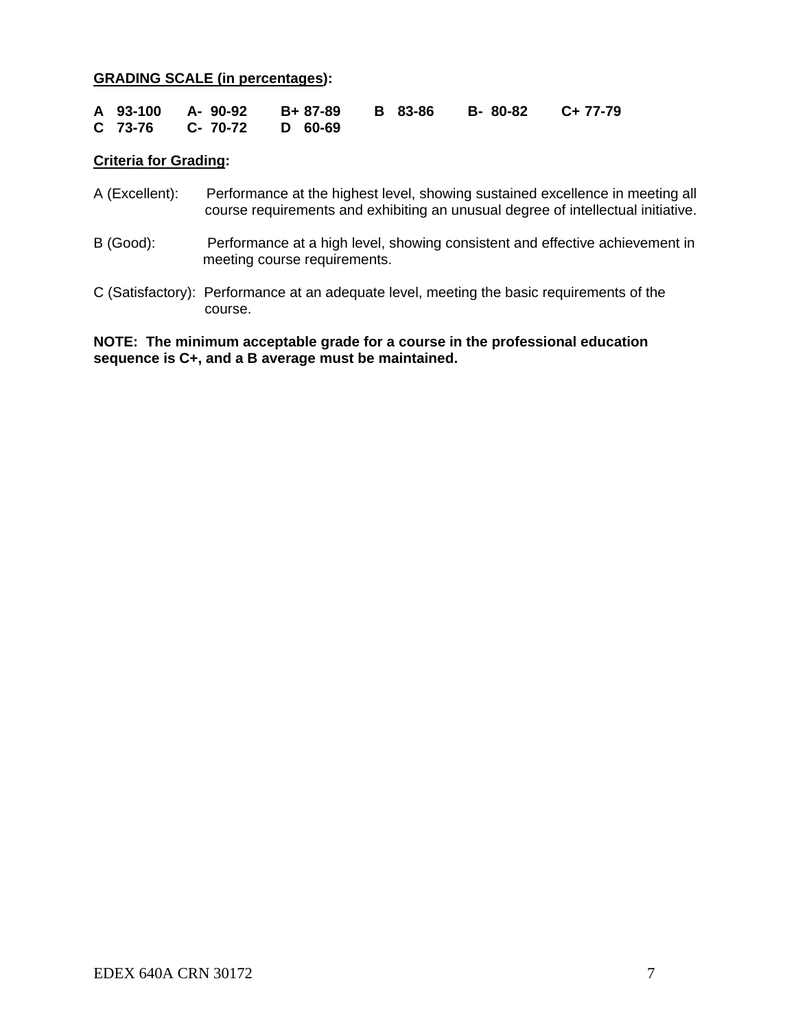**GRADING SCALE (in percentages):**

**A 93-100 A- 90-92 B+ 87-89 B 83-86 B- 80-82 C+ 77-79**
**C 73-76 C- 70-72 D 60-69**

**Criteria for Grading:**

A (Excellent): Performance at the highest level, showing sustained excellence in meeting all course requirements and exhibiting an unusual degree of intellectual initiative.

B (Good): Performance at a high level, showing consistent and effective achievement in meeting course requirements.

C (Satisfactory): Performance at an adequate level, meeting the basic requirements of the course.

**NOTE: The minimum acceptable grade for a course in the professional education sequence is C+, and a B average must be maintained.**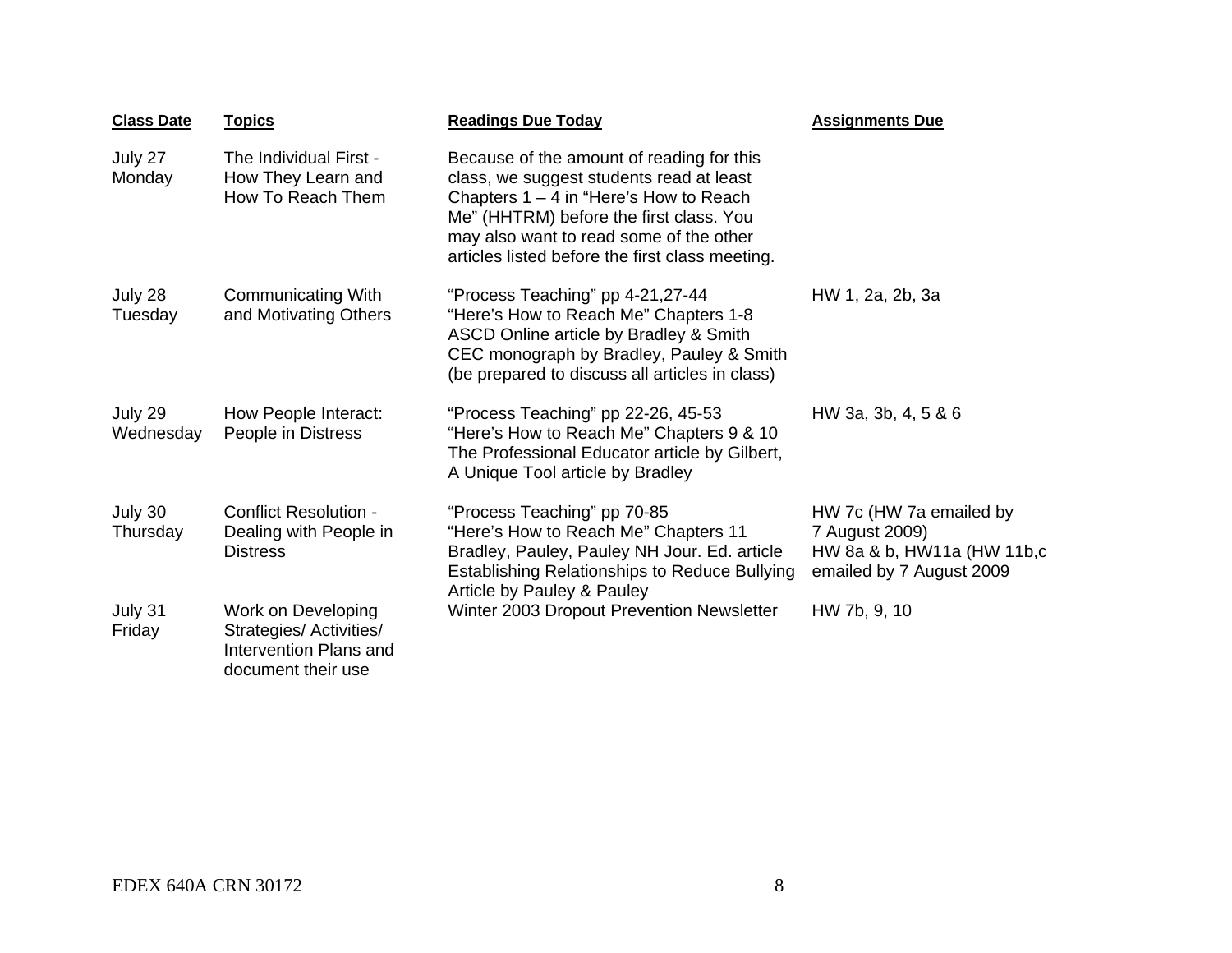| Class Date | Topics | Readings Due Today | Assignments Due |
|---|---|---|---|
| July 27 Monday | The Individual First - How They Learn and How To Reach Them | Because of the amount of reading for this class, we suggest students read at least Chapters 1 – 4 in "Here's How to Reach Me" (HHTRM) before the first class. You may also want to read some of the other articles listed before the first class meeting. | |
| July 28 Tuesday | Communicating With and Motivating Others | "Process Teaching" pp 4-21,27-44<br>"Here's How to Reach Me" Chapters 1-8<br>ASCD Online article by Bradley & Smith<br>CEC monograph by Bradley, Pauley & Smith<br>(be prepared to discuss all articles in class) | HW 1, 2a, 2b, 3a |
| July 29 Wednesday | How People Interact: People in Distress | "Process Teaching" pp 22-26, 45-53<br>"Here's How to Reach Me" Chapters 9 & 10<br>The Professional Educator article by Gilbert,<br>A Unique Tool article by Bradley | HW 3a, 3b, 4, 5 & 6 |
| July 30 Thursday | Conflict Resolution - Dealing with People in Distress | "Process Teaching" pp 70-85<br>"Here's How to Reach Me" Chapters 11<br>Bradley, Pauley, Pauley NH Jour. Ed. article<br>Establishing Relationships to Reduce Bullying Article by Pauley & Pauley | HW 7c (HW 7a emailed by 7 August 2009)<br>HW 8a & b, HW11a (HW 11b,c emailed by 7 August 2009 |
| July 31 Friday | Work on Developing Strategies/ Activities/ Intervention Plans and document their use | Winter 2003 Dropout Prevention Newsletter | HW 7b, 9, 10 |

EDEX 640A CRN 30172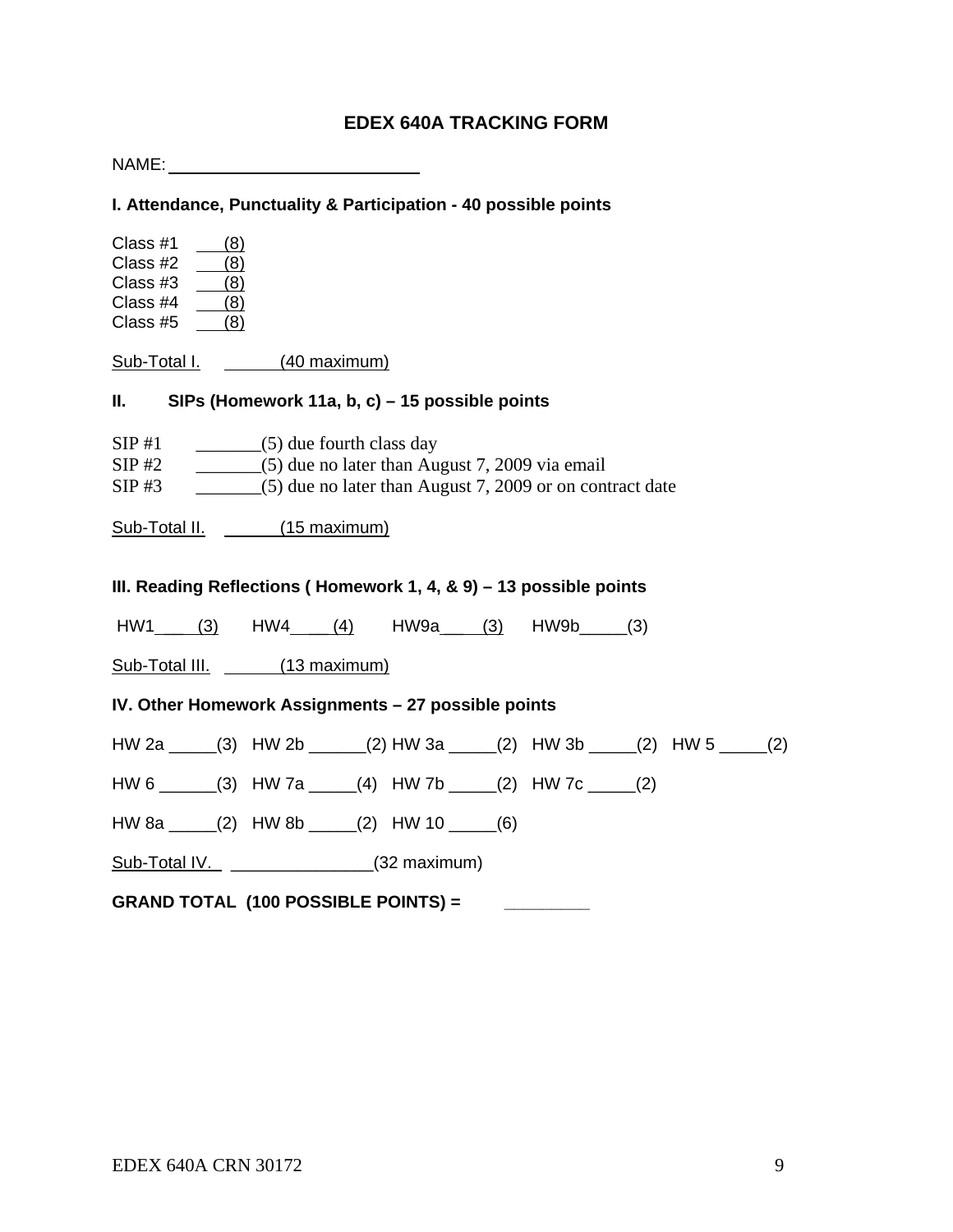## EDEX 640A TRACKING FORM

NAME: ____________________________

### I. Attendance, Punctuality & Participation - 40 possible points

Class #1 ___(8)
Class #2 ___(8)
Class #3 ___(8)
Class #4 ___(8)
Class #5 ___(8)

Sub-Total I. ______(40 maximum)

### II. SIPs (Homework 11a, b, c) – 15 possible points

SIP #1 _______(5) due fourth class day
SIP #2 _______(5) due no later than August 7, 2009 via email
SIP #3 _______(5) due no later than August 7, 2009 or on contract date

Sub-Total II. ______(15 maximum)

### III. Reading Reflections ( Homework 1, 4, & 9) – 13 possible points

HW1____(3) HW4____(4) HW9a____(3) HW9b_____(3)

Sub-Total III. ______(13 maximum)

### IV. Other Homework Assignments – 27 possible points

HW 2a _____(3) HW 2b ______(2) HW 3a _____(2) HW 3b _____(2) HW 5 _____(2)

HW 6 ______(3) HW 7a _____(4) HW 7b _____(2) HW 7c _____(2)

HW 8a _____(2) HW 8b _____(2) HW 10 _____(6)

Sub-Total IV. _______________(32 maximum)

**GRAND TOTAL (100 POSSIBLE POINTS) = ________**